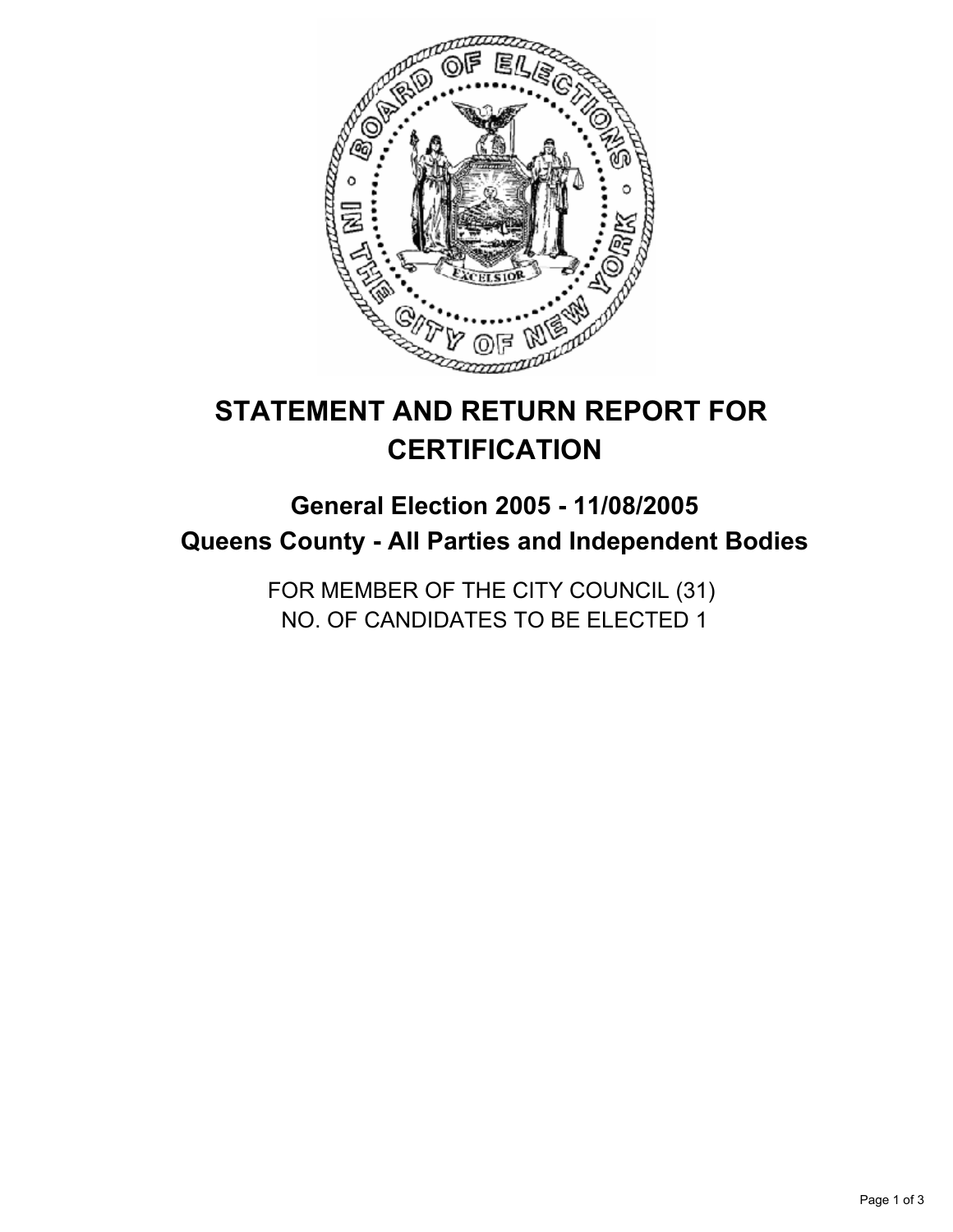# STATEMENT AND RETURN REPORT FOR CERTIFICATION

## General Election 2005 - 11/08/2005
## Queens County - All Parties and Independent Bodies

FOR MEMBER OF THE CITY COUNCIL (31)
NO. OF CANDIDATES TO BE ELECTED 1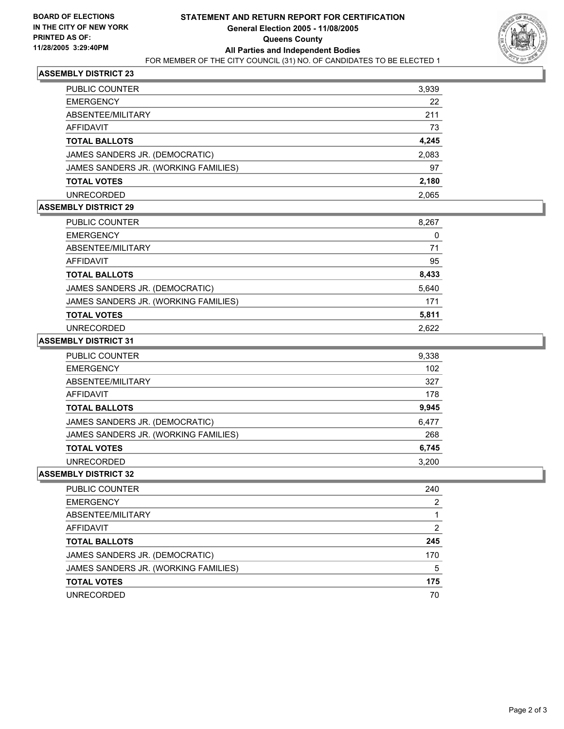**BOARD OF ELECTIONS IN THE CITY OF NEW YORK PRINTED AS OF: 11/28/2005 3:29:40PM**

# STATEMENT AND RETURN REPORT FOR CERTIFICATION
## General Election 2005 - 11/08/2005
## Queens County
## All Parties and Independent Bodies
FOR MEMBER OF THE CITY COUNCIL (31) NO. OF CANDIDATES TO BE ELECTED 1

### ASSEMBLY DISTRICT 23

| | |
|---|---|
| PUBLIC COUNTER | 3,939 |
| EMERGENCY | 22 |
| ABSENTEE/MILITARY | 211 |
| AFFIDAVIT | 73 |
| **TOTAL BALLOTS** | **4,245** |
| JAMES SANDERS JR. (DEMOCRATIC) | 2,083 |
| JAMES SANDERS JR. (WORKING FAMILIES) | 97 |
| **TOTAL VOTES** | **2,180** |
| UNRECORDED | 2,065 |

### ASSEMBLY DISTRICT 29

| | |
|---|---|
| PUBLIC COUNTER | 8,267 |
| EMERGENCY | 0 |
| ABSENTEE/MILITARY | 71 |
| AFFIDAVIT | 95 |
| **TOTAL BALLOTS** | **8,433** |
| JAMES SANDERS JR. (DEMOCRATIC) | 5,640 |
| JAMES SANDERS JR. (WORKING FAMILIES) | 171 |
| **TOTAL VOTES** | **5,811** |
| UNRECORDED | 2,622 |

### ASSEMBLY DISTRICT 31

| | |
|---|---|
| PUBLIC COUNTER | 9,338 |
| EMERGENCY | 102 |
| ABSENTEE/MILITARY | 327 |
| AFFIDAVIT | 178 |
| **TOTAL BALLOTS** | **9,945** |
| JAMES SANDERS JR. (DEMOCRATIC) | 6,477 |
| JAMES SANDERS JR. (WORKING FAMILIES) | 268 |
| **TOTAL VOTES** | **6,745** |
| UNRECORDED | 3,200 |

### ASSEMBLY DISTRICT 32

| | |
|---|---|
| PUBLIC COUNTER | 240 |
| EMERGENCY | 2 |
| ABSENTEE/MILITARY | 1 |
| AFFIDAVIT | 2 |
| **TOTAL BALLOTS** | **245** |
| JAMES SANDERS JR. (DEMOCRATIC) | 170 |
| JAMES SANDERS JR. (WORKING FAMILIES) | 5 |
| **TOTAL VOTES** | **175** |
| UNRECORDED | 70 |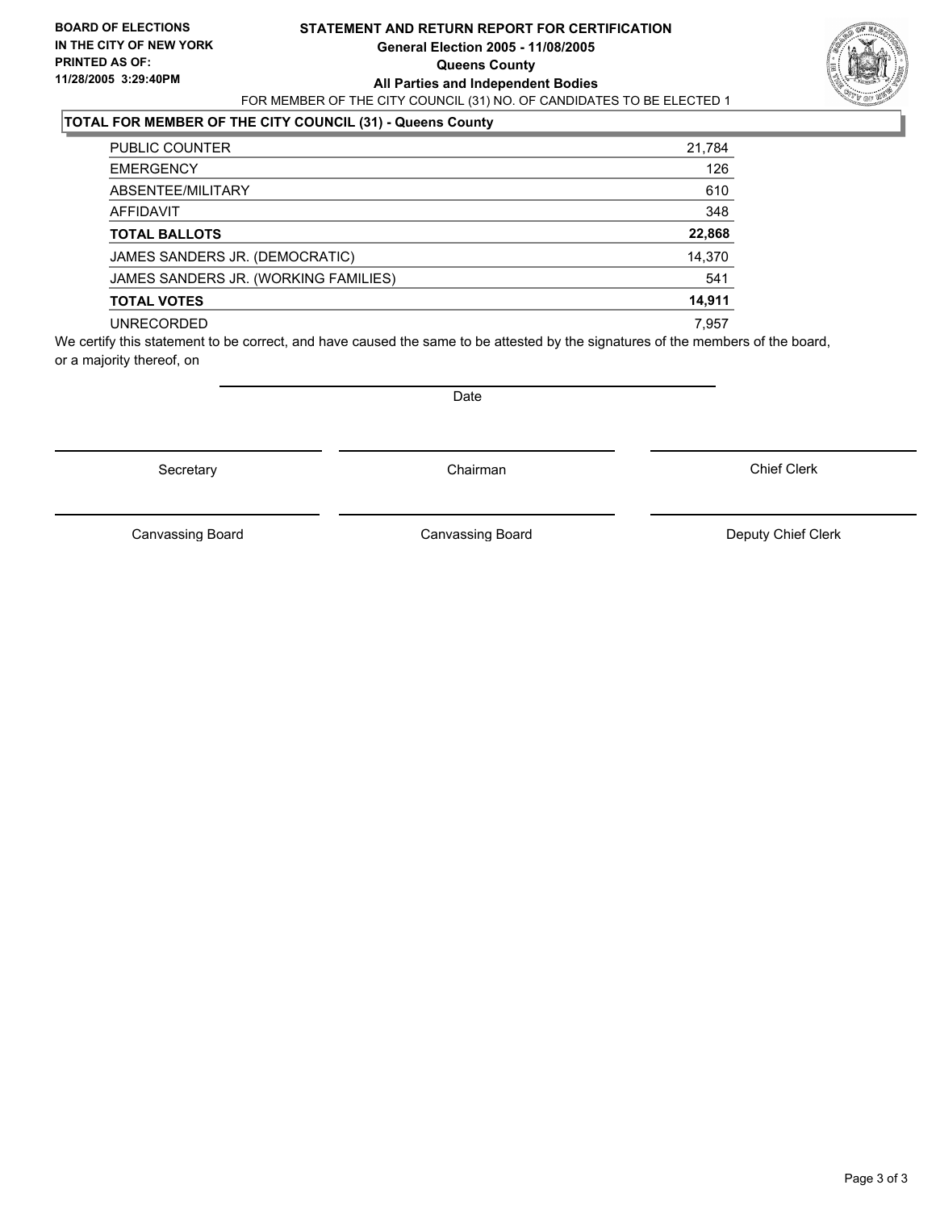**BOARD OF ELECTIONS IN THE CITY OF NEW YORK PRINTED AS OF: 11/28/2005 3:29:40PM**

# STATEMENT AND RETURN REPORT FOR CERTIFICATION
## General Election 2005 - 11/08/2005
## Queens County
## All Parties and Independent Bodies

FOR MEMBER OF THE CITY COUNCIL (31) NO. OF CANDIDATES TO BE ELECTED 1

### TOTAL FOR MEMBER OF THE CITY COUNCIL (31) - Queens County

| | |
|---|---|
| PUBLIC COUNTER | 21,784 |
| EMERGENCY | 126 |
| ABSENTEE/MILITARY | 610 |
| AFFIDAVIT | 348 |
| **TOTAL BALLOTS** | **22,868** |
| JAMES SANDERS JR. (DEMOCRATIC) | 14,370 |
| JAMES SANDERS JR. (WORKING FAMILIES) | 541 |
| **TOTAL VOTES** | **14,911** |
| UNRECORDED | 7,957 |

We certify this statement to be correct, and have caused the same to be attested by the signatures of the members of the board, or a majority thereof, on

Date

Secretary

Chairman

Chief Clerk

Canvassing Board

Canvassing Board

Deputy Chief Clerk